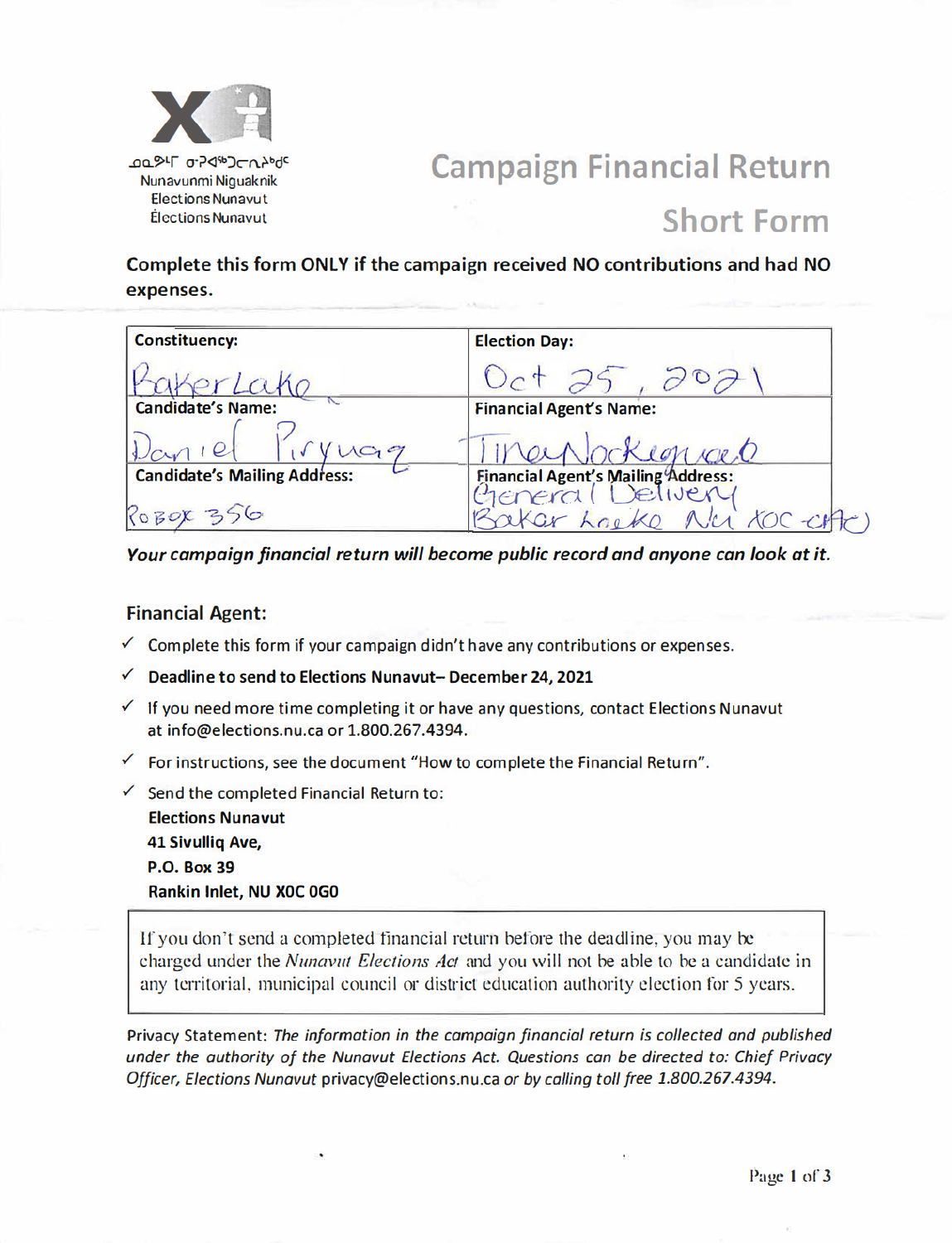ᓄᓇᕗᒻᒥ ᓂᒋᐊᖅᓂᖅ
Nunavunmi Niguaknik
Elections Nunavut
Élections Nunavut

# Campaign Financial Return

## Short Form

**Complete this form ONLY if the campaign received NO contributions and had NO expenses.**

| Constituency: | Election Day: |
|---|---|
| Baker Lake | Oct 25, 2021 |
| **Candidate's Name:** | **Financial Agent's Name:** |
| Daniel Piryuaq | Tina Nockiguaq |
| **Candidate's Mailing Address:** | **Financial Agent's Mailing Address:** |
| PO Box 356 | General Delivery Baker Lake Nu X0C 0A0 |

***Your campaign financial return will become public record and anyone can look at it.***

### Financial Agent:

- ✓ Complete this form if your campaign didn't have any contributions or expenses.
- ✓ **Deadline to send to Elections Nunavut– December 24, 2021**
- ✓ If you need more time completing it or have any questions, contact Elections Nunavut at info@elections.nu.ca or 1.800.267.4394.
- ✓ For instructions, see the document "How to complete the Financial Return".
- ✓ Send the completed Financial Return to:
  **Elections Nunavut**
  **41 Sivulliq Ave,**
  **P.O. Box 39**
  **Rankin Inlet, NU X0C 0G0**

If you don't send a completed financial return before the deadline, you may be charged under the *Nunavut Elections Act* and you will not be able to be a candidate in any territorial, municipal council or district education authority election for 5 years.

Privacy Statement: *The information in the campaign financial return is collected and published under the authority of the Nunavut Elections Act. Questions can be directed to: Chief Privacy Officer, Elections Nunavut* privacy@elections.nu.ca *or by calling toll free 1.800.267.4394.*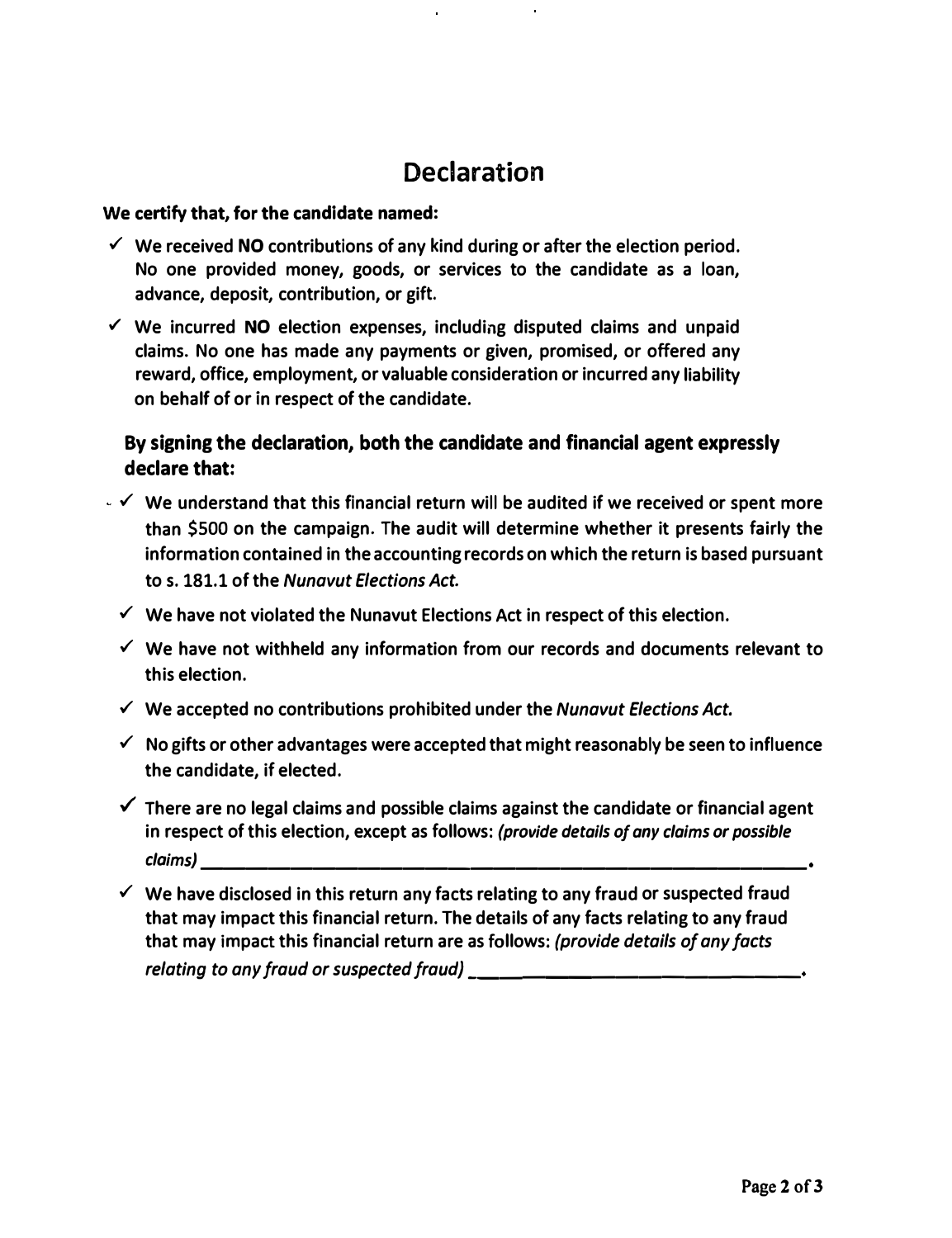# Declaration

**We certify that, for the candidate named:**

- ✓ We received **NO** contributions of any kind during or after the election period. No one provided money, goods, or services to the candidate as a loan, advance, deposit, contribution, or gift.
- ✓ We incurred **NO** election expenses, including disputed claims and unpaid claims. No one has made any payments or given, promised, or offered any reward, office, employment, or valuable consideration or incurred any liability on behalf of or in respect of the candidate.

### By signing the declaration, both the candidate and financial agent expressly declare that:

- ✓ We understand that this financial return will be audited if we received or spent more than $500 on the campaign. The audit will determine whether it presents fairly the information contained in the accounting records on which the return is based pursuant to s. 181.1 of the *Nunavut Elections Act.*
- ✓ We have not violated the Nunavut Elections Act in respect of this election.
- ✓ We have not withheld any information from our records and documents relevant to this election.
- ✓ We accepted no contributions prohibited under the *Nunavut Elections Act.*
- ✓ No gifts or other advantages were accepted that might reasonably be seen to influence the candidate, if elected.
- ✓ There are no legal claims and possible claims against the candidate or financial agent in respect of this election, except as follows: *(provide details of any claims or possible claims)* ______________________________.
- ✓ We have disclosed in this return any facts relating to any fraud or suspected fraud that may impact this financial return. The details of any facts relating to any fraud that may impact this financial return are as follows: *(provide details of any facts relating to any fraud or suspected fraud)* ______________________________.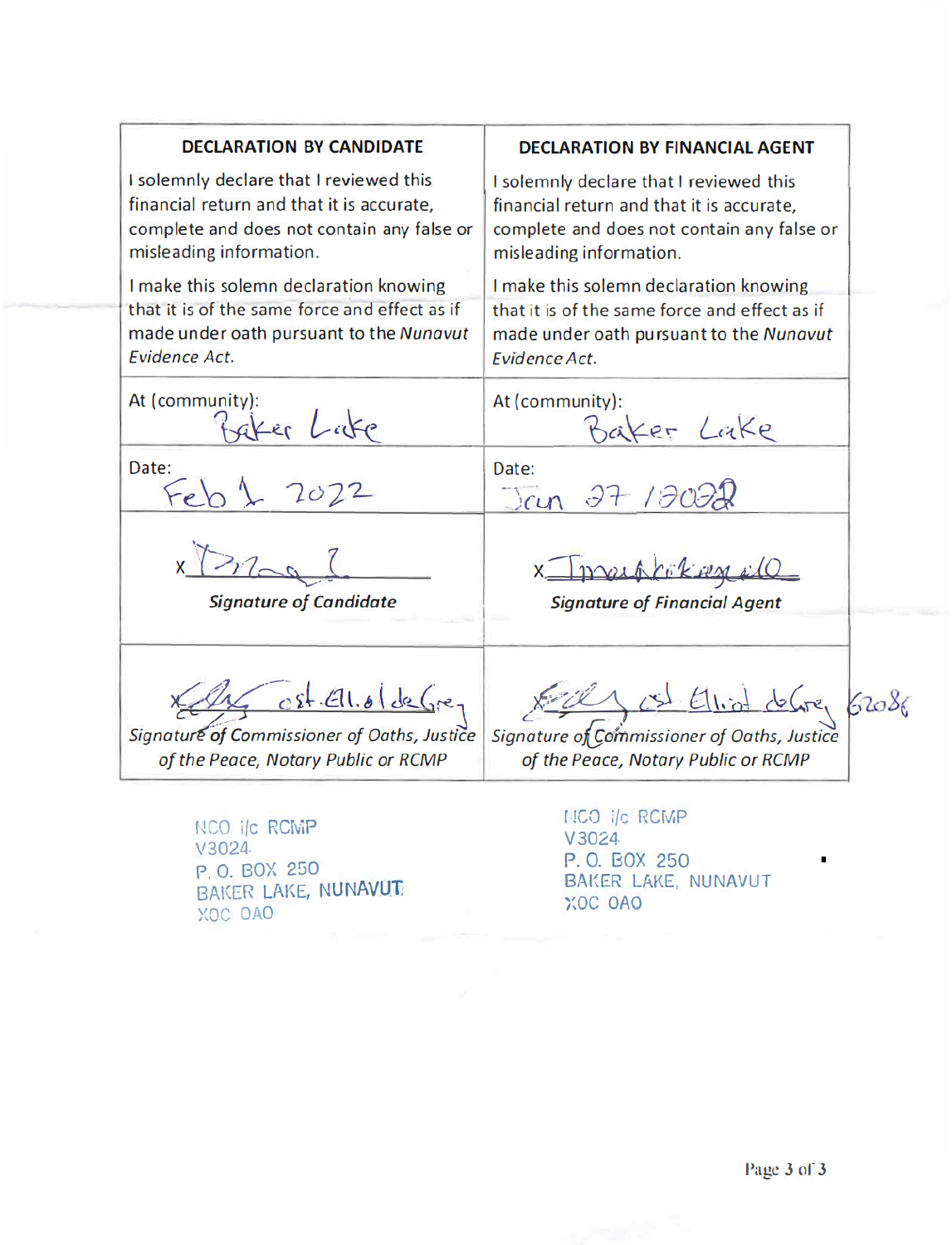| DECLARATION BY CANDIDATE | DECLARATION BY FINANCIAL AGENT |
| --- | --- |
| I solemnly declare that I reviewed this financial return and that it is accurate, complete and does not contain any false or misleading information.<br><br>I make this solemn declaration knowing that it is of the same force and effect as if made under oath pursuant to the *Nunavut Evidence Act.* | I solemnly declare that I reviewed this financial return and that it is accurate, complete and does not contain any false or misleading information.<br><br>I make this solemn declaration knowing that it is of the same force and effect as if made under oath pursuant to the *Nunavut Evidence Act.* |
| At (community): Baker Lake | At (community): Baker Lake |
| Date: Feb 1 2022 | Date: Jan 27 /2022 |
| x [signature]<br>***Signature of Candidate*** | x [signature]<br>***Signature of Financial Agent*** |
| x [signature] cst. Elliot deGrey<br>*Signature of Commissioner of Oaths, Justice of the Peace, Notary Public or RCMP* | x [signature] cst Elliot deGrey 62086<br>*Signature of Commissioner of Oaths, Justice of the Peace, Notary Public or RCMP* |

NCO i/c RCMP
V3024
P. O. BOX 250
BAKER LAKE, NUNAVUT
X0C 0A0

NCO i/c RCMP
V3024
P. O. BOX 250
BAKER LAKE, NUNAVUT
X0C 0A0